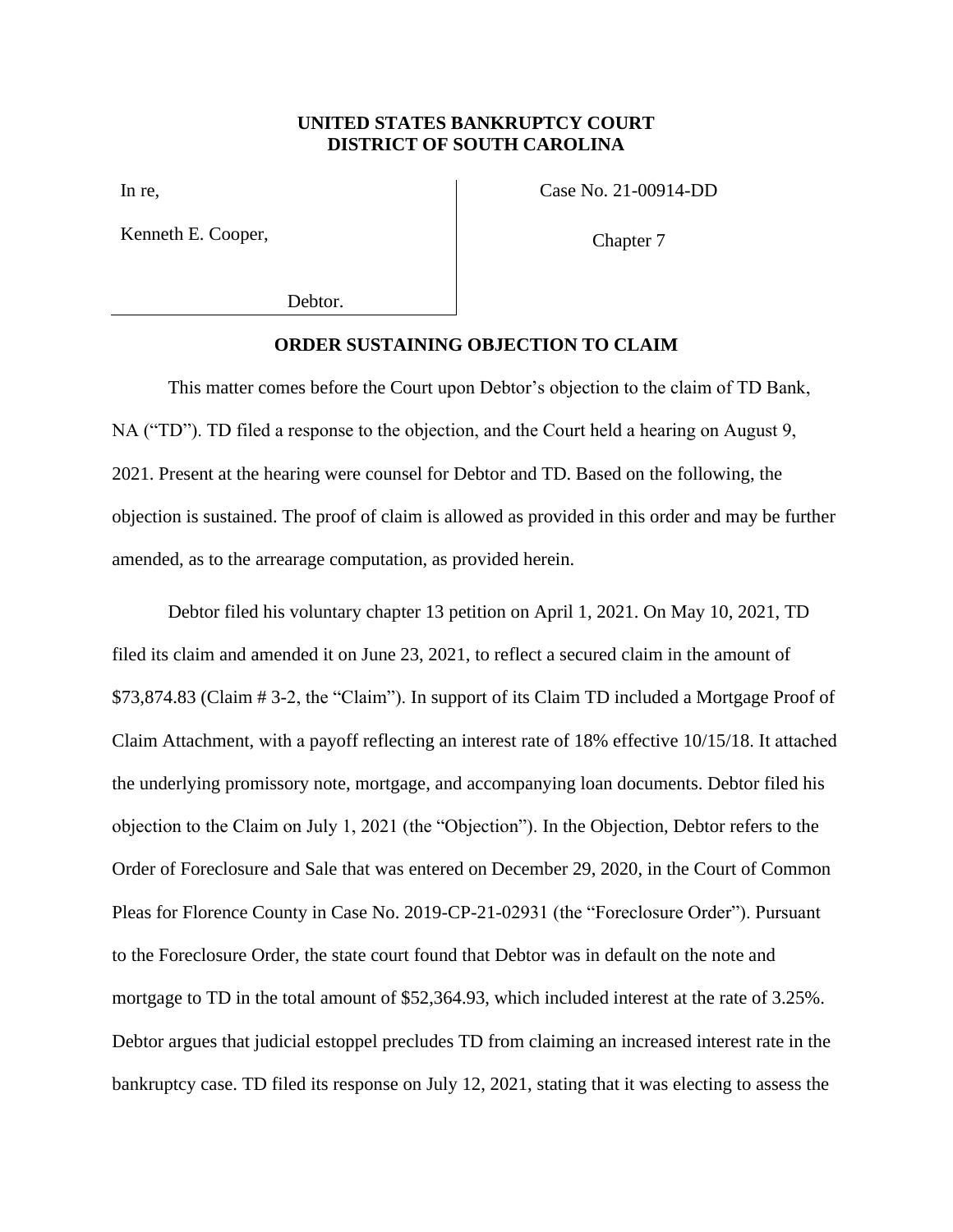**UNITED STATES BANKRUPTCY COURT**
**DISTRICT OF SOUTH CAROLINA**

In re,

Kenneth E. Cooper,

Debtor.

Case No. 21-00914-DD

Chapter 7

**ORDER SUSTAINING OBJECTION TO CLAIM**

This matter comes before the Court upon Debtor's objection to the claim of TD Bank, NA ("TD"). TD filed a response to the objection, and the Court held a hearing on August 9, 2021. Present at the hearing were counsel for Debtor and TD. Based on the following, the objection is sustained. The proof of claim is allowed as provided in this order and may be further amended, as to the arrearage computation, as provided herein.

Debtor filed his voluntary chapter 13 petition on April 1, 2021. On May 10, 2021, TD filed its claim and amended it on June 23, 2021, to reflect a secured claim in the amount of $73,874.83 (Claim # 3-2, the "Claim"). In support of its Claim TD included a Mortgage Proof of Claim Attachment, with a payoff reflecting an interest rate of 18% effective 10/15/18. It attached the underlying promissory note, mortgage, and accompanying loan documents. Debtor filed his objection to the Claim on July 1, 2021 (the "Objection"). In the Objection, Debtor refers to the Order of Foreclosure and Sale that was entered on December 29, 2020, in the Court of Common Pleas for Florence County in Case No. 2019-CP-21-02931 (the "Foreclosure Order"). Pursuant to the Foreclosure Order, the state court found that Debtor was in default on the note and mortgage to TD in the total amount of $52,364.93, which included interest at the rate of 3.25%. Debtor argues that judicial estoppel precludes TD from claiming an increased interest rate in the bankruptcy case. TD filed its response on July 12, 2021, stating that it was electing to assess the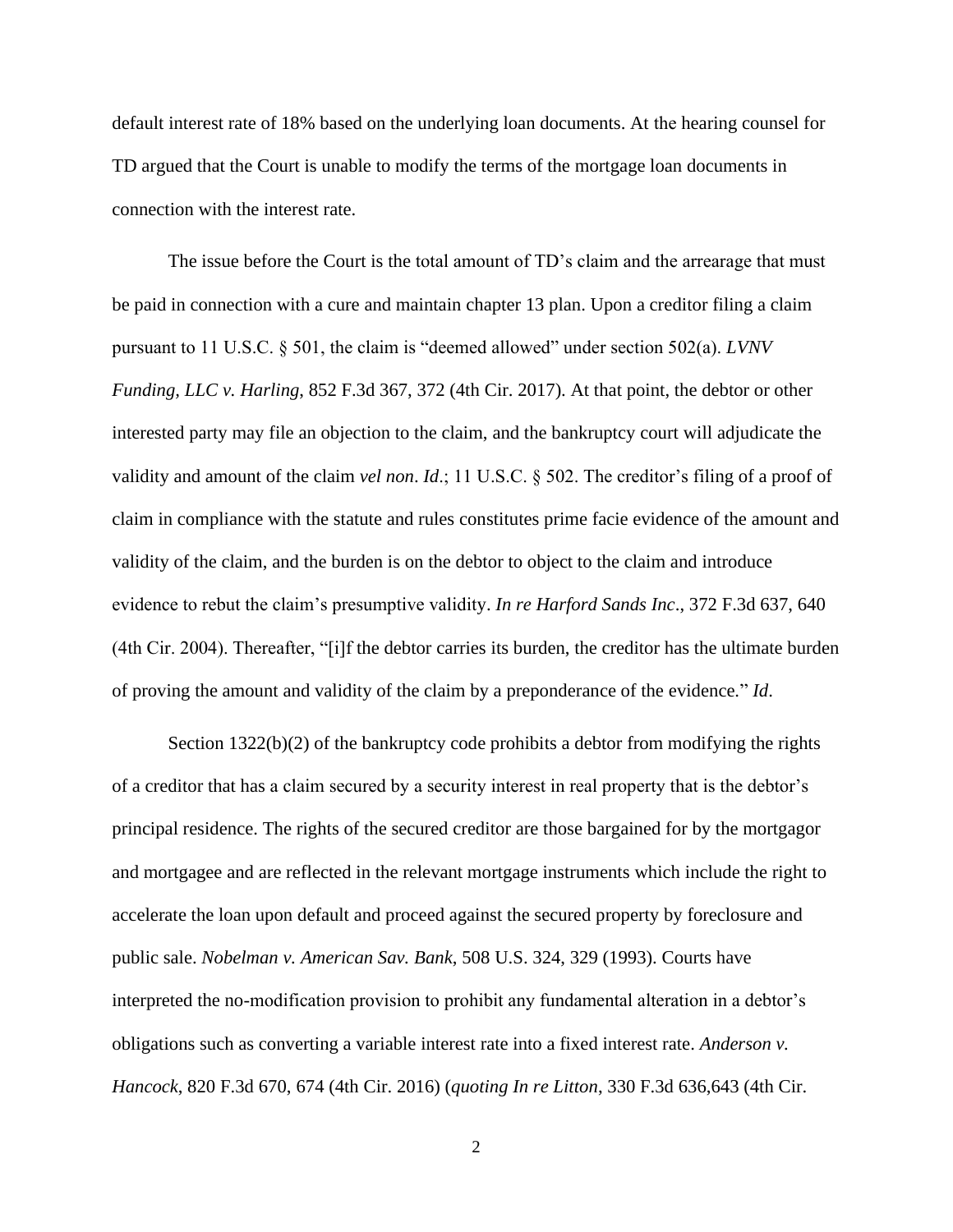default interest rate of 18% based on the underlying loan documents. At the hearing counsel for TD argued that the Court is unable to modify the terms of the mortgage loan documents in connection with the interest rate.

The issue before the Court is the total amount of TD's claim and the arrearage that must be paid in connection with a cure and maintain chapter 13 plan. Upon a creditor filing a claim pursuant to 11 U.S.C. § 501, the claim is "deemed allowed" under section 502(a). *LVNV Funding, LLC v. Harling*, 852 F.3d 367, 372 (4th Cir. 2017). At that point, the debtor or other interested party may file an objection to the claim, and the bankruptcy court will adjudicate the validity and amount of the claim *vel non*. *Id*.; 11 U.S.C. § 502. The creditor's filing of a proof of claim in compliance with the statute and rules constitutes prime facie evidence of the amount and validity of the claim, and the burden is on the debtor to object to the claim and introduce evidence to rebut the claim's presumptive validity. *In re Harford Sands Inc*., 372 F.3d 637, 640 (4th Cir. 2004). Thereafter, "[i]f the debtor carries its burden, the creditor has the ultimate burden of proving the amount and validity of the claim by a preponderance of the evidence." *Id*.

Section 1322(b)(2) of the bankruptcy code prohibits a debtor from modifying the rights of a creditor that has a claim secured by a security interest in real property that is the debtor's principal residence. The rights of the secured creditor are those bargained for by the mortgagor and mortgagee and are reflected in the relevant mortgage instruments which include the right to accelerate the loan upon default and proceed against the secured property by foreclosure and public sale. *Nobelman v. American Sav. Bank*, 508 U.S. 324, 329 (1993). Courts have interpreted the no-modification provision to prohibit any fundamental alteration in a debtor's obligations such as converting a variable interest rate into a fixed interest rate. *Anderson v. Hancock*, 820 F.3d 670, 674 (4th Cir. 2016) (*quoting In re Litton*, 330 F.3d 636,643 (4th Cir.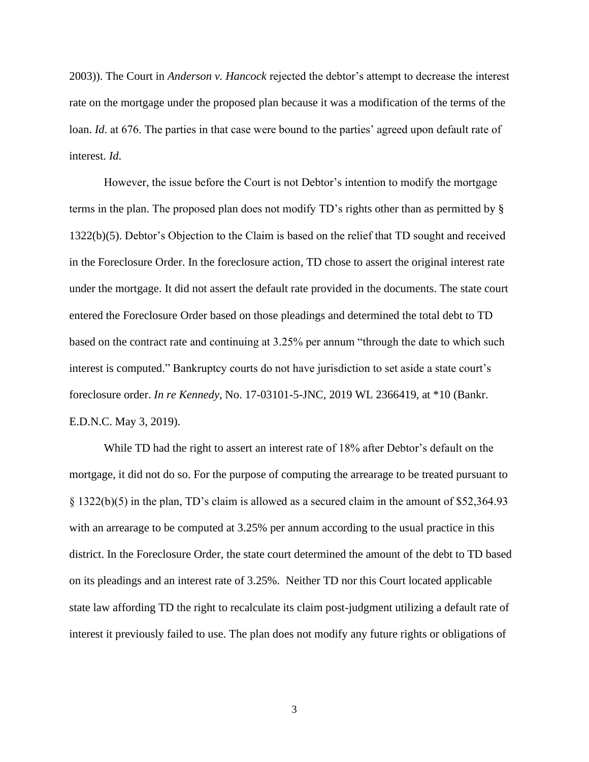2003)). The Court in *Anderson v. Hancock* rejected the debtor's attempt to decrease the interest rate on the mortgage under the proposed plan because it was a modification of the terms of the loan. *Id*. at 676. The parties in that case were bound to the parties' agreed upon default rate of interest. *Id*.

However, the issue before the Court is not Debtor's intention to modify the mortgage terms in the plan. The proposed plan does not modify TD's rights other than as permitted by § 1322(b)(5). Debtor's Objection to the Claim is based on the relief that TD sought and received in the Foreclosure Order. In the foreclosure action, TD chose to assert the original interest rate under the mortgage. It did not assert the default rate provided in the documents. The state court entered the Foreclosure Order based on those pleadings and determined the total debt to TD based on the contract rate and continuing at 3.25% per annum "through the date to which such interest is computed." Bankruptcy courts do not have jurisdiction to set aside a state court's foreclosure order. *In re Kennedy*, No. 17-03101-5-JNC, 2019 WL 2366419, at *10 (Bankr. E.D.N.C. May 3, 2019).

While TD had the right to assert an interest rate of 18% after Debtor's default on the mortgage, it did not do so. For the purpose of computing the arrearage to be treated pursuant to § 1322(b)(5) in the plan, TD's claim is allowed as a secured claim in the amount of $52,364.93 with an arrearage to be computed at 3.25% per annum according to the usual practice in this district. In the Foreclosure Order, the state court determined the amount of the debt to TD based on its pleadings and an interest rate of 3.25%. Neither TD nor this Court located applicable state law affording TD the right to recalculate its claim post-judgment utilizing a default rate of interest it previously failed to use. The plan does not modify any future rights or obligations of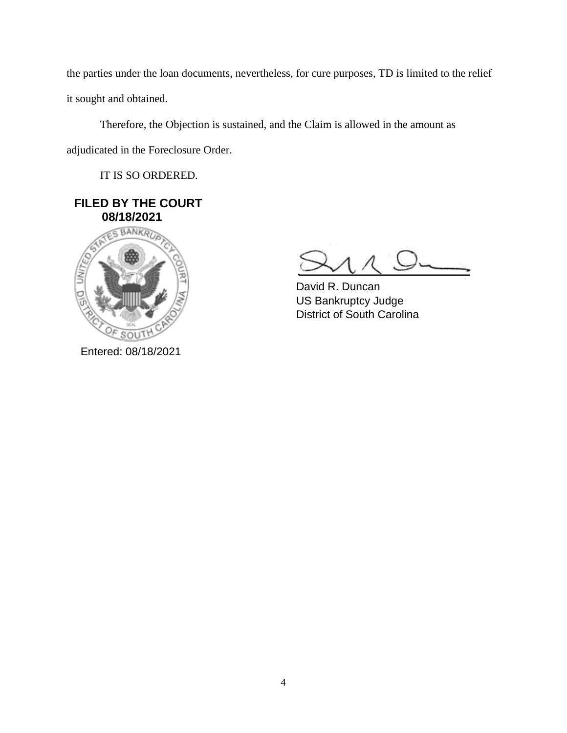the parties under the loan documents, nevertheless, for cure purposes, TD is limited to the relief it sought and obtained.

Therefore, the Objection is sustained, and the Claim is allowed in the amount as adjudicated in the Foreclosure Order.

IT IS SO ORDERED.

**FILED BY THE COURT**
**08/18/2021**

Entered: 08/18/2021

David R. Duncan
US Bankruptcy Judge
District of South Carolina